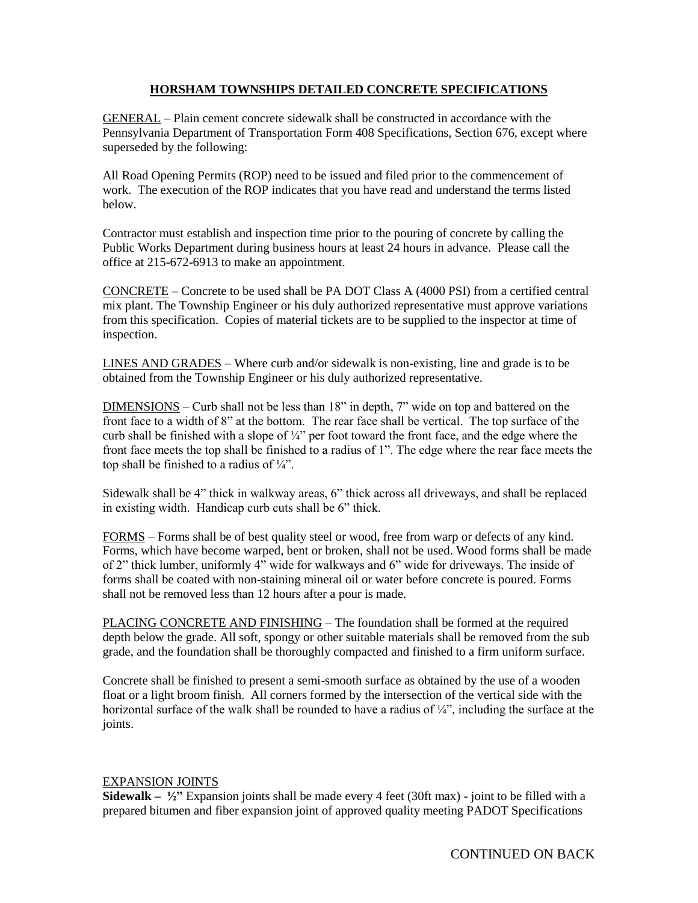# HORSHAM TOWNSHIPS DETAILED CONCRETE SPECIFICATIONS

GENERAL – Plain cement concrete sidewalk shall be constructed in accordance with the Pennsylvania Department of Transportation Form 408 Specifications, Section 676, except where superseded by the following:

All Road Opening Permits (ROP) need to be issued and filed prior to the commencement of work. The execution of the ROP indicates that you have read and understand the terms listed below.

Contractor must establish and inspection time prior to the pouring of concrete by calling the Public Works Department during business hours at least 24 hours in advance. Please call the office at 215-672-6913 to make an appointment.

CONCRETE – Concrete to be used shall be PA DOT Class A (4000 PSI) from a certified central mix plant. The Township Engineer or his duly authorized representative must approve variations from this specification. Copies of material tickets are to be supplied to the inspector at time of inspection.

LINES AND GRADES – Where curb and/or sidewalk is non-existing, line and grade is to be obtained from the Township Engineer or his duly authorized representative.

DIMENSIONS – Curb shall not be less than 18" in depth, 7" wide on top and battered on the front face to a width of 8" at the bottom. The rear face shall be vertical. The top surface of the curb shall be finished with a slope of ¼" per foot toward the front face, and the edge where the front face meets the top shall be finished to a radius of 1". The edge where the rear face meets the top shall be finished to a radius of ¼".

Sidewalk shall be 4" thick in walkway areas, 6" thick across all driveways, and shall be replaced in existing width. Handicap curb cuts shall be 6" thick.

FORMS – Forms shall be of best quality steel or wood, free from warp or defects of any kind. Forms, which have become warped, bent or broken, shall not be used. Wood forms shall be made of 2" thick lumber, uniformly 4" wide for walkways and 6" wide for driveways. The inside of forms shall be coated with non-staining mineral oil or water before concrete is poured. Forms shall not be removed less than 12 hours after a pour is made.

PLACING CONCRETE AND FINISHING – The foundation shall be formed at the required depth below the grade. All soft, spongy or other suitable materials shall be removed from the sub grade, and the foundation shall be thoroughly compacted and finished to a firm uniform surface.

Concrete shall be finished to present a semi-smooth surface as obtained by the use of a wooden float or a light broom finish. All corners formed by the intersection of the vertical side with the horizontal surface of the walk shall be rounded to have a radius of ¼", including the surface at the joints.

EXPANSION JOINTS

**Sidewalk – ½"** Expansion joints shall be made every 4 feet (30ft max) - joint to be filled with a prepared bitumen and fiber expansion joint of approved quality meeting PADOT Specifications

CONTINUED ON BACK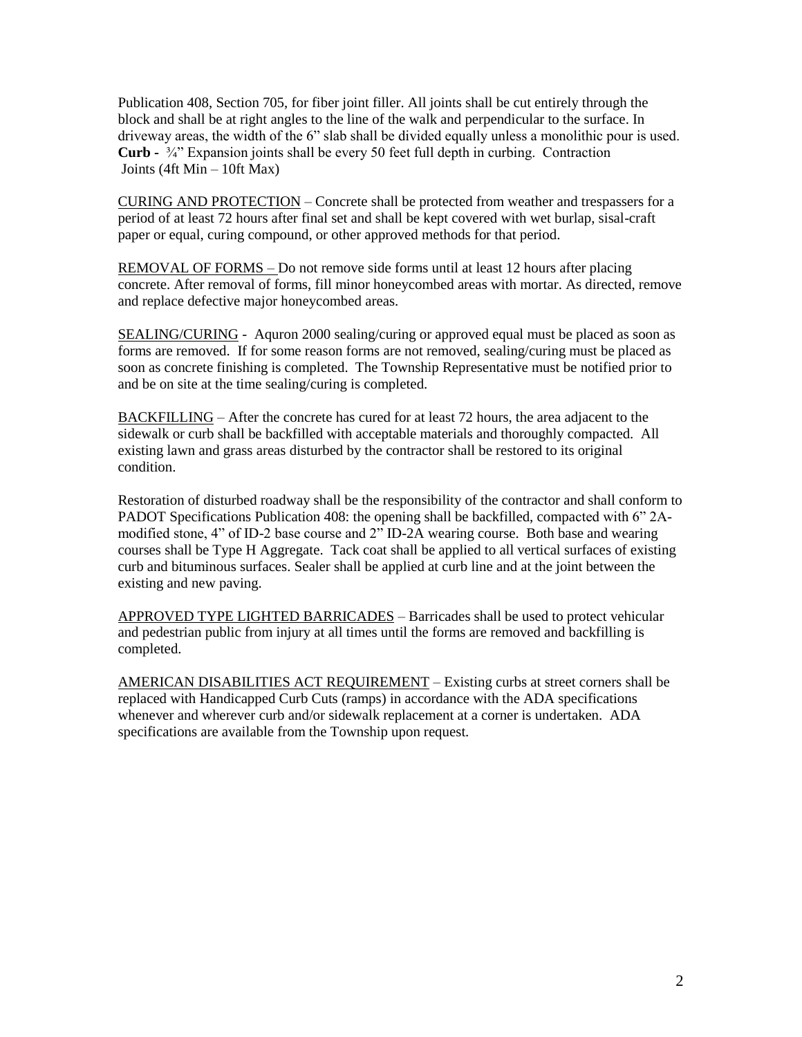Publication 408, Section 705, for fiber joint filler. All joints shall be cut entirely through the block and shall be at right angles to the line of the walk and perpendicular to the surface. In driveway areas, the width of the 6" slab shall be divided equally unless a monolithic pour is used. **Curb** - ¾" Expansion joints shall be every 50 feet full depth in curbing. Contraction Joints (4ft Min – 10ft Max)

<u>CURING AND PROTECTION</u> – Concrete shall be protected from weather and trespassers for a period of at least 72 hours after final set and shall be kept covered with wet burlap, sisal-craft paper or equal, curing compound, or other approved methods for that period.

<u>REMOVAL OF FORMS</u> – Do not remove side forms until at least 12 hours after placing concrete. After removal of forms, fill minor honeycombed areas with mortar. As directed, remove and replace defective major honeycombed areas.

<u>SEALING/CURING</u> - Aquron 2000 sealing/curing or approved equal must be placed as soon as forms are removed. If for some reason forms are not removed, sealing/curing must be placed as soon as concrete finishing is completed. The Township Representative must be notified prior to and be on site at the time sealing/curing is completed.

<u>BACKFILLING</u> – After the concrete has cured for at least 72 hours, the area adjacent to the sidewalk or curb shall be backfilled with acceptable materials and thoroughly compacted. All existing lawn and grass areas disturbed by the contractor shall be restored to its original condition.

Restoration of disturbed roadway shall be the responsibility of the contractor and shall conform to PADOT Specifications Publication 408: the opening shall be backfilled, compacted with 6" 2A-modified stone, 4" of ID-2 base course and 2" ID-2A wearing course. Both base and wearing courses shall be Type H Aggregate. Tack coat shall be applied to all vertical surfaces of existing curb and bituminous surfaces. Sealer shall be applied at curb line and at the joint between the existing and new paving.

<u>APPROVED TYPE LIGHTED BARRICADES</u> – Barricades shall be used to protect vehicular and pedestrian public from injury at all times until the forms are removed and backfilling is completed.

<u>AMERICAN DISABILITIES ACT REQUIREMENT</u> – Existing curbs at street corners shall be replaced with Handicapped Curb Cuts (ramps) in accordance with the ADA specifications whenever and wherever curb and/or sidewalk replacement at a corner is undertaken. ADA specifications are available from the Township upon request.